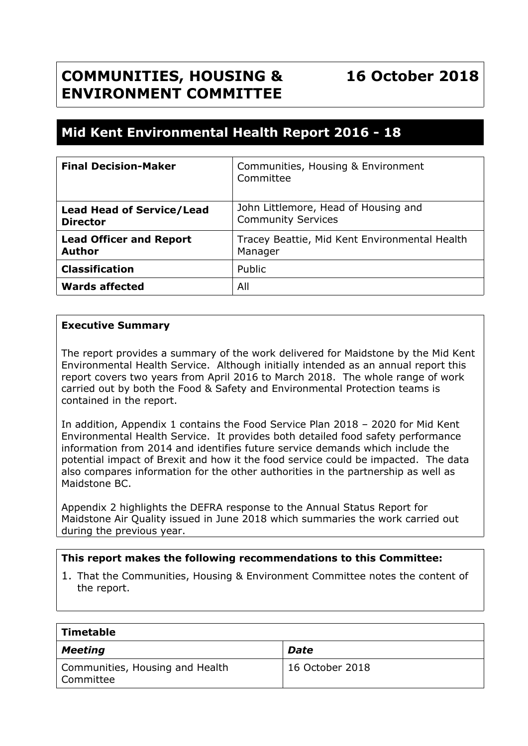# COMMUNITIES, HOUSING & ENVIRONMENT COMMITTEE

**16 October 2018**

## Mid Kent Environmental Health Report 2016 - 18

| | |
|---|---|
| **Final Decision-Maker** | Communities, Housing & Environment Committee |
| **Lead Head of Service/Lead Director** | John Littlemore, Head of Housing and Community Services |
| **Lead Officer and Report Author** | Tracey Beattie, Mid Kent Environmental Health Manager |
| **Classification** | Public |
| **Wards affected** | All |

**Executive Summary**

The report provides a summary of the work delivered for Maidstone by the Mid Kent Environmental Health Service. Although initially intended as an annual report this report covers two years from April 2016 to March 2018. The whole range of work carried out by both the Food & Safety and Environmental Protection teams is contained in the report.

In addition, Appendix 1 contains the Food Service Plan 2018 – 2020 for Mid Kent Environmental Health Service. It provides both detailed food safety performance information from 2014 and identifies future service demands which include the potential impact of Brexit and how it the food service could be impacted. The data also compares information for the other authorities in the partnership as well as Maidstone BC.

Appendix 2 highlights the DEFRA response to the Annual Status Report for Maidstone Air Quality issued in June 2018 which summaries the work carried out during the previous year.

**This report makes the following recommendations to this Committee:**

1. That the Communities, Housing & Environment Committee notes the content of the report.

| **Timetable** | |
|---|---|
| ***Meeting*** | ***Date*** |
| Communities, Housing and Health Committee | 16 October 2018 |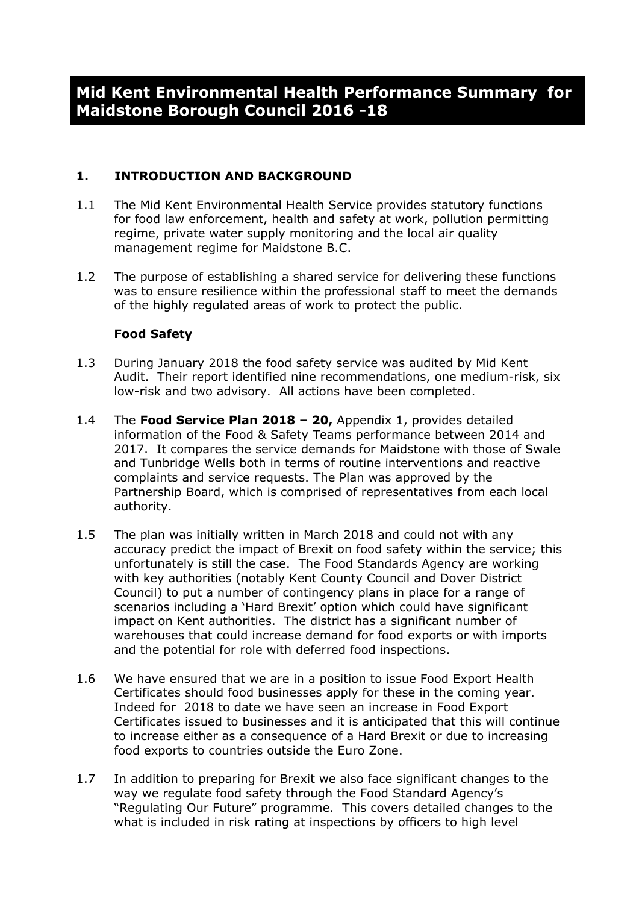# Mid Kent Environmental Health Performance Summary for Maidstone Borough Council 2016 -18

## 1. INTRODUCTION AND BACKGROUND

1.1 The Mid Kent Environmental Health Service provides statutory functions for food law enforcement, health and safety at work, pollution permitting regime, private water supply monitoring and the local air quality management regime for Maidstone B.C.

1.2 The purpose of establishing a shared service for delivering these functions was to ensure resilience within the professional staff to meet the demands of the highly regulated areas of work to protect the public.

### Food Safety

1.3 During January 2018 the food safety service was audited by Mid Kent Audit. Their report identified nine recommendations, one medium-risk, six low-risk and two advisory. All actions have been completed.

1.4 The **Food Service Plan 2018 – 20,** Appendix 1, provides detailed information of the Food & Safety Teams performance between 2014 and 2017. It compares the service demands for Maidstone with those of Swale and Tunbridge Wells both in terms of routine interventions and reactive complaints and service requests. The Plan was approved by the Partnership Board, which is comprised of representatives from each local authority.

1.5 The plan was initially written in March 2018 and could not with any accuracy predict the impact of Brexit on food safety within the service; this unfortunately is still the case. The Food Standards Agency are working with key authorities (notably Kent County Council and Dover District Council) to put a number of contingency plans in place for a range of scenarios including a 'Hard Brexit' option which could have significant impact on Kent authorities. The district has a significant number of warehouses that could increase demand for food exports or with imports and the potential for role with deferred food inspections.

1.6 We have ensured that we are in a position to issue Food Export Health Certificates should food businesses apply for these in the coming year. Indeed for 2018 to date we have seen an increase in Food Export Certificates issued to businesses and it is anticipated that this will continue to increase either as a consequence of a Hard Brexit or due to increasing food exports to countries outside the Euro Zone.

1.7 In addition to preparing for Brexit we also face significant changes to the way we regulate food safety through the Food Standard Agency's "Regulating Our Future" programme. This covers detailed changes to the what is included in risk rating at inspections by officers to high level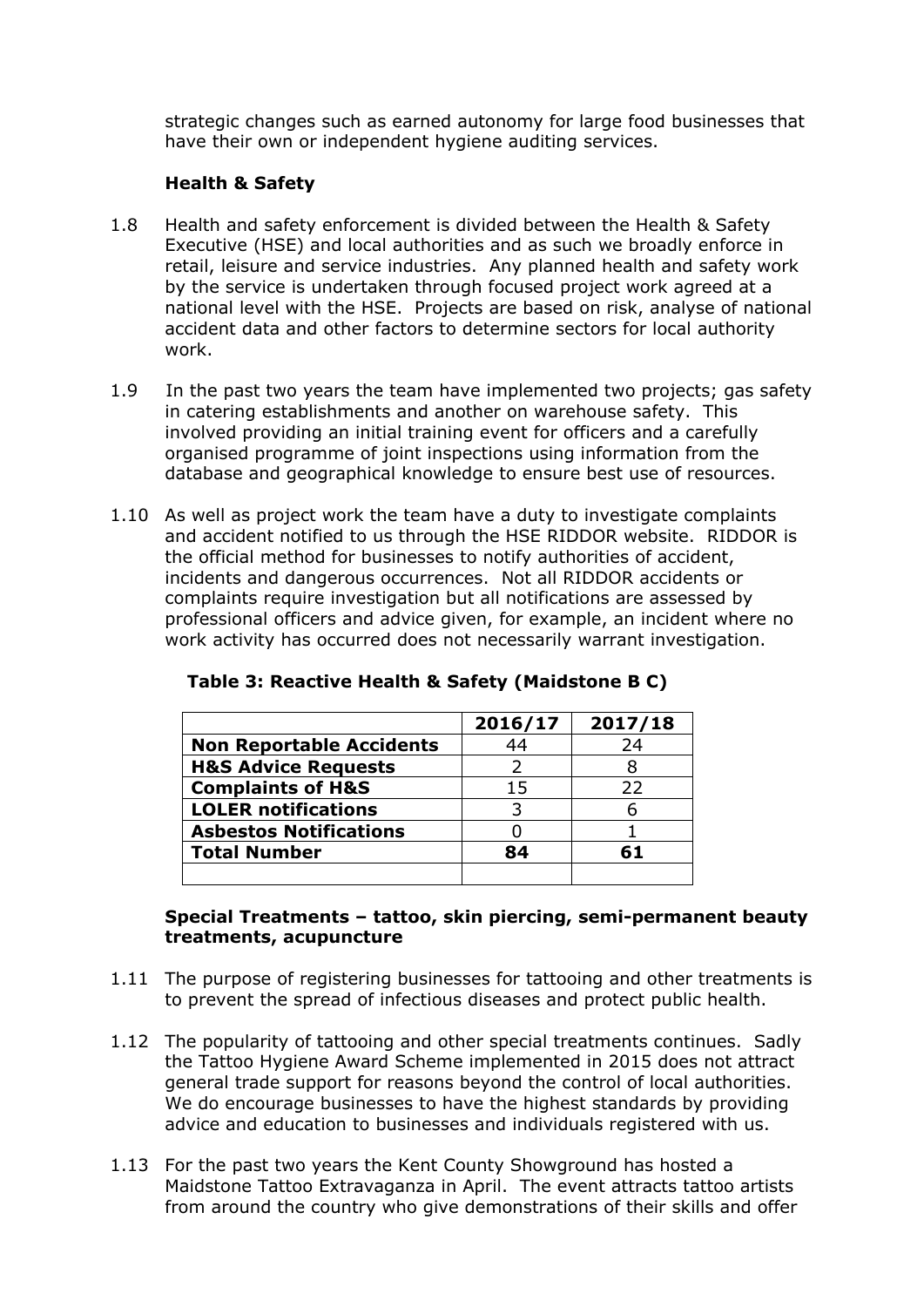strategic changes such as earned autonomy for large food businesses that have their own or independent hygiene auditing services.

**Health & Safety**

1.8 Health and safety enforcement is divided between the Health & Safety Executive (HSE) and local authorities and as such we broadly enforce in retail, leisure and service industries. Any planned health and safety work by the service is undertaken through focused project work agreed at a national level with the HSE. Projects are based on risk, analyse of national accident data and other factors to determine sectors for local authority work.

1.9 In the past two years the team have implemented two projects; gas safety in catering establishments and another on warehouse safety. This involved providing an initial training event for officers and a carefully organised programme of joint inspections using information from the database and geographical knowledge to ensure best use of resources.

1.10 As well as project work the team have a duty to investigate complaints and accident notified to us through the HSE RIDDOR website. RIDDOR is the official method for businesses to notify authorities of accident, incidents and dangerous occurrences. Not all RIDDOR accidents or complaints require investigation but all notifications are assessed by professional officers and advice given, for example, an incident where no work activity has occurred does not necessarily warrant investigation.

**Table 3: Reactive Health & Safety (Maidstone B C)**

| | 2016/17 | 2017/18 |
|---|---|---|
| **Non Reportable Accidents** | 44 | 24 |
| **H&S Advice Requests** | 2 | 8 |
| **Complaints of H&S** | 15 | 22 |
| **LOLER notifications** | 3 | 6 |
| **Asbestos Notifications** | 0 | 1 |
| **Total Number** | **84** | **61** |
| | | |

**Special Treatments – tattoo, skin piercing, semi-permanent beauty treatments, acupuncture**

1.11 The purpose of registering businesses for tattooing and other treatments is to prevent the spread of infectious diseases and protect public health.

1.12 The popularity of tattooing and other special treatments continues. Sadly the Tattoo Hygiene Award Scheme implemented in 2015 does not attract general trade support for reasons beyond the control of local authorities. We do encourage businesses to have the highest standards by providing advice and education to businesses and individuals registered with us.

1.13 For the past two years the Kent County Showground has hosted a Maidstone Tattoo Extravaganza in April. The event attracts tattoo artists from around the country who give demonstrations of their skills and offer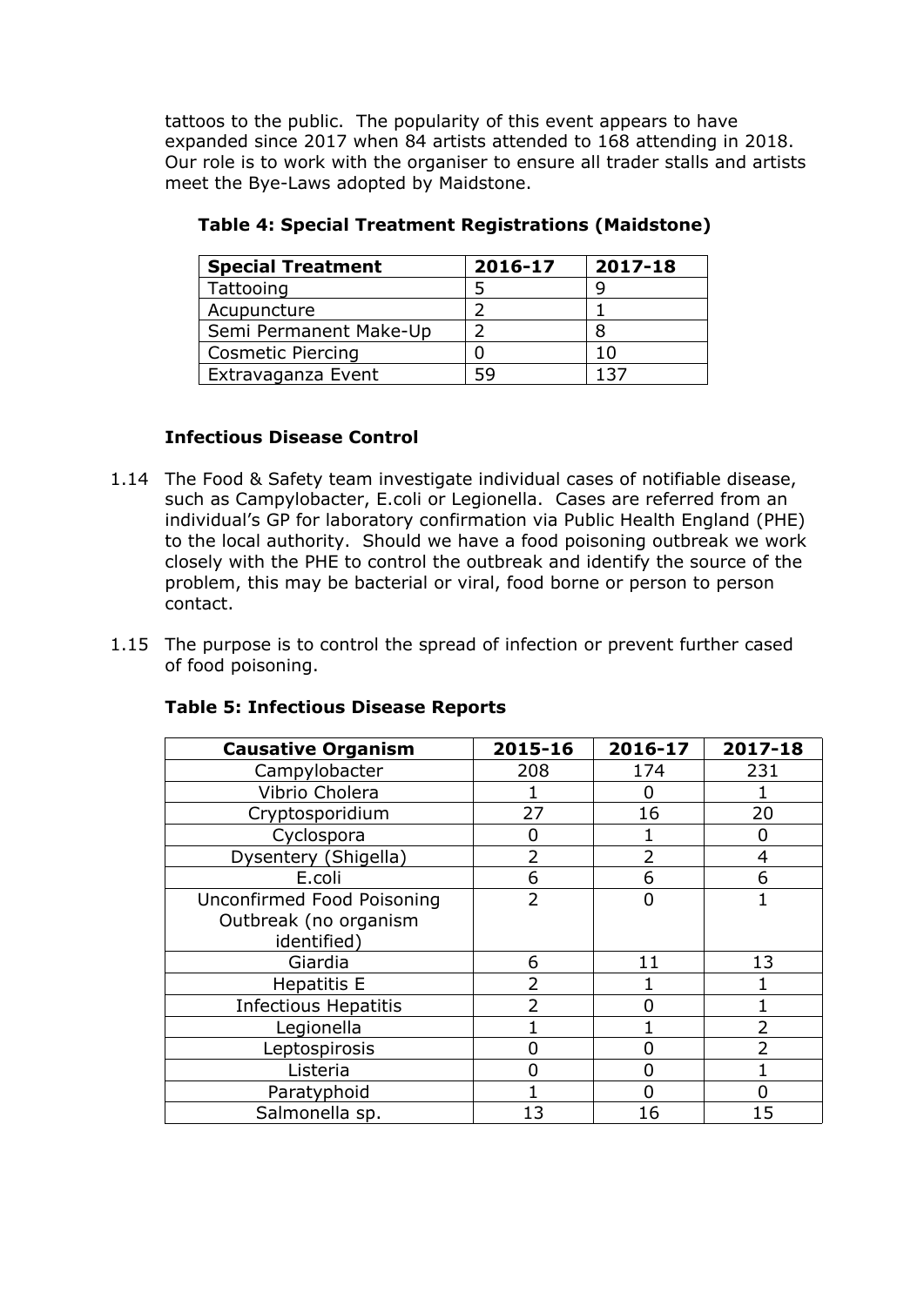tattoos to the public. The popularity of this event appears to have expanded since 2017 when 84 artists attended to 168 attending in 2018. Our role is to work with the organiser to ensure all trader stalls and artists meet the Bye-Laws adopted by Maidstone.

**Table 4: Special Treatment Registrations (Maidstone)**

| Special Treatment | 2016-17 | 2017-18 |
|---|---|---|
| Tattooing | 5 | 9 |
| Acupuncture | 2 | 1 |
| Semi Permanent Make-Up | 2 | 8 |
| Cosmetic Piercing | 0 | 10 |
| Extravaganza Event | 59 | 137 |

### Infectious Disease Control

1.14 The Food & Safety team investigate individual cases of notifiable disease, such as Campylobacter, E.coli or Legionella. Cases are referred from an individual's GP for laboratory confirmation via Public Health England (PHE) to the local authority. Should we have a food poisoning outbreak we work closely with the PHE to control the outbreak and identify the source of the problem, this may be bacterial or viral, food borne or person to person contact.

1.15 The purpose is to control the spread of infection or prevent further cased of food poisoning.

**Table 5: Infectious Disease Reports**

| Causative Organism | 2015-16 | 2016-17 | 2017-18 |
|---|---|---|---|
| Campylobacter | 208 | 174 | 231 |
| Vibrio Cholera | 1 | 0 | 1 |
| Cryptosporidium | 27 | 16 | 20 |
| Cyclospora | 0 | 1 | 0 |
| Dysentery (Shigella) | 2 | 2 | 4 |
| E.coli | 6 | 6 | 6 |
| Unconfirmed Food Poisoning Outbreak (no organism identified) | 2 | 0 | 1 |
| Giardia | 6 | 11 | 13 |
| Hepatitis E | 2 | 1 | 1 |
| Infectious Hepatitis | 2 | 0 | 1 |
| Legionella | 1 | 1 | 2 |
| Leptospirosis | 0 | 0 | 2 |
| Listeria | 0 | 0 | 1 |
| Paratyphoid | 1 | 0 | 0 |
| Salmonella sp. | 13 | 16 | 15 |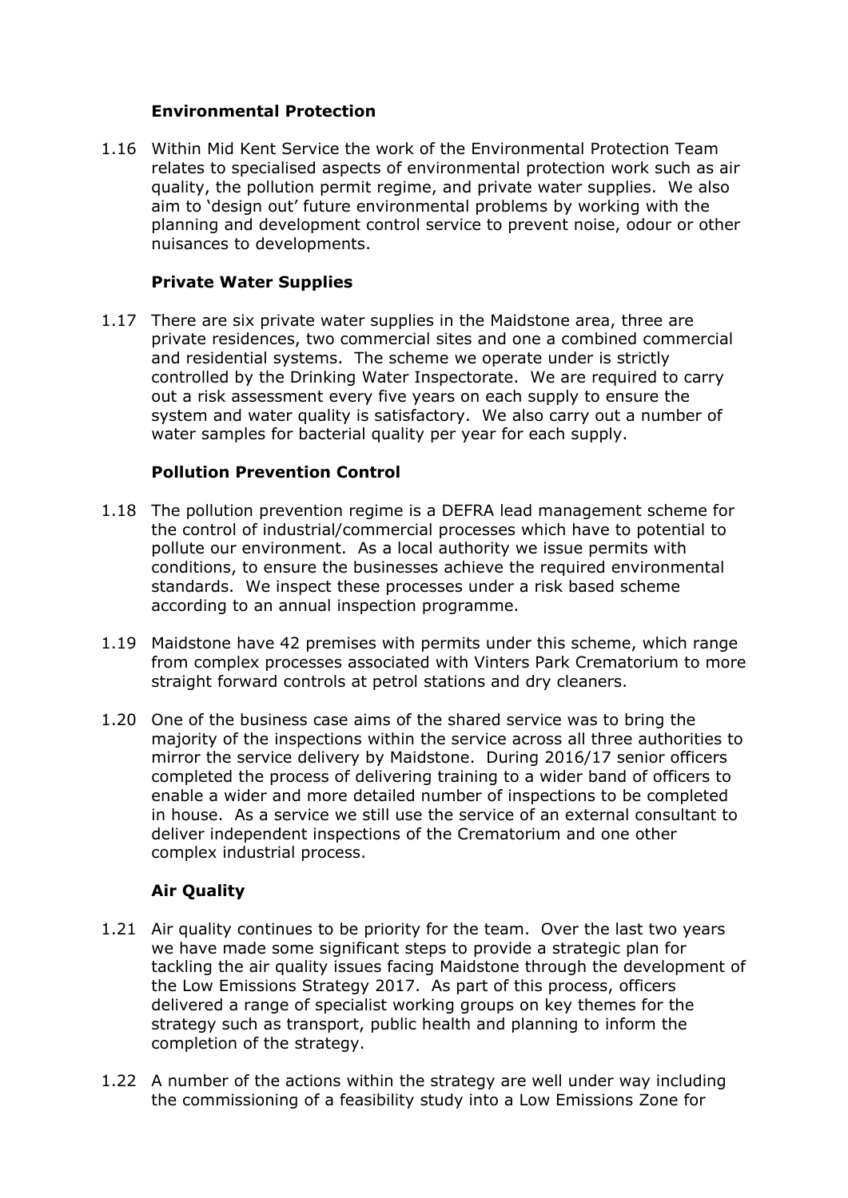### Environmental Protection

1.16 Within Mid Kent Service the work of the Environmental Protection Team relates to specialised aspects of environmental protection work such as air quality, the pollution permit regime, and private water supplies. We also aim to 'design out' future environmental problems by working with the planning and development control service to prevent noise, odour or other nuisances to developments.

### Private Water Supplies

1.17 There are six private water supplies in the Maidstone area, three are private residences, two commercial sites and one a combined commercial and residential systems. The scheme we operate under is strictly controlled by the Drinking Water Inspectorate. We are required to carry out a risk assessment every five years on each supply to ensure the system and water quality is satisfactory. We also carry out a number of water samples for bacterial quality per year for each supply.

### Pollution Prevention Control

1.18 The pollution prevention regime is a DEFRA lead management scheme for the control of industrial/commercial processes which have to potential to pollute our environment. As a local authority we issue permits with conditions, to ensure the businesses achieve the required environmental standards. We inspect these processes under a risk based scheme according to an annual inspection programme.

1.19 Maidstone have 42 premises with permits under this scheme, which range from complex processes associated with Vinters Park Crematorium to more straight forward controls at petrol stations and dry cleaners.

1.20 One of the business case aims of the shared service was to bring the majority of the inspections within the service across all three authorities to mirror the service delivery by Maidstone. During 2016/17 senior officers completed the process of delivering training to a wider band of officers to enable a wider and more detailed number of inspections to be completed in house. As a service we still use the service of an external consultant to deliver independent inspections of the Crematorium and one other complex industrial process.

### Air Quality

1.21 Air quality continues to be priority for the team. Over the last two years we have made some significant steps to provide a strategic plan for tackling the air quality issues facing Maidstone through the development of the Low Emissions Strategy 2017. As part of this process, officers delivered a range of specialist working groups on key themes for the strategy such as transport, public health and planning to inform the completion of the strategy.

1.22 A number of the actions within the strategy are well under way including the commissioning of a feasibility study into a Low Emissions Zone for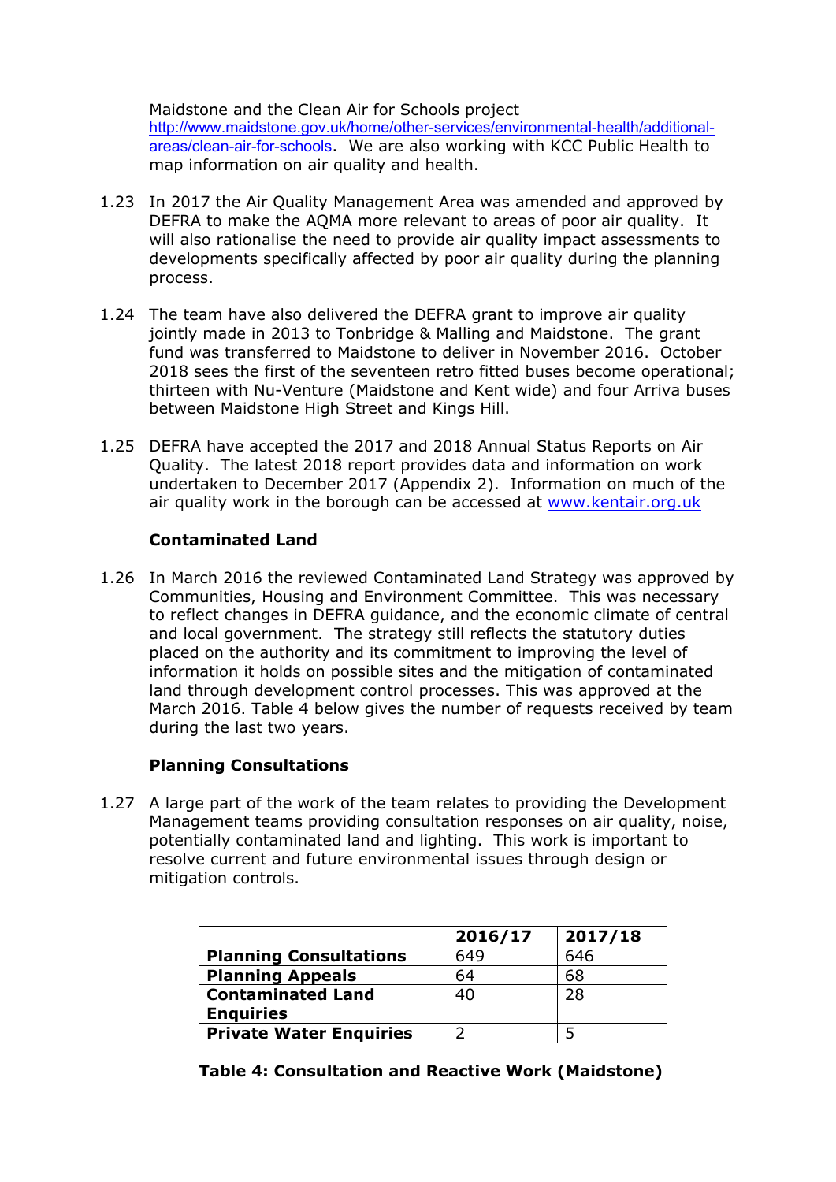Maidstone and the Clean Air for Schools project http://www.maidstone.gov.uk/home/other-services/environmental-health/additional-areas/clean-air-for-schools. We are also working with KCC Public Health to map information on air quality and health.

1.23 In 2017 the Air Quality Management Area was amended and approved by DEFRA to make the AQMA more relevant to areas of poor air quality. It will also rationalise the need to provide air quality impact assessments to developments specifically affected by poor air quality during the planning process.

1.24 The team have also delivered the DEFRA grant to improve air quality jointly made in 2013 to Tonbridge & Malling and Maidstone. The grant fund was transferred to Maidstone to deliver in November 2016. October 2018 sees the first of the seventeen retro fitted buses become operational; thirteen with Nu-Venture (Maidstone and Kent wide) and four Arriva buses between Maidstone High Street and Kings Hill.

1.25 DEFRA have accepted the 2017 and 2018 Annual Status Reports on Air Quality. The latest 2018 report provides data and information on work undertaken to December 2017 (Appendix 2). Information on much of the air quality work in the borough can be accessed at www.kentair.org.uk

**Contaminated Land**

1.26 In March 2016 the reviewed Contaminated Land Strategy was approved by Communities, Housing and Environment Committee. This was necessary to reflect changes in DEFRA guidance, and the economic climate of central and local government. The strategy still reflects the statutory duties placed on the authority and its commitment to improving the level of information it holds on possible sites and the mitigation of contaminated land through development control processes. This was approved at the March 2016. Table 4 below gives the number of requests received by team during the last two years.

**Planning Consultations**

1.27 A large part of the work of the team relates to providing the Development Management teams providing consultation responses on air quality, noise, potentially contaminated land and lighting. This work is important to resolve current and future environmental issues through design or mitigation controls.

| | **2016/17** | **2017/18** |
|---|---|---|
| **Planning Consultations** | 649 | 646 |
| **Planning Appeals** | 64 | 68 |
| **Contaminated Land Enquiries** | 40 | 28 |
| **Private Water Enquiries** | 2 | 5 |

**Table 4: Consultation and Reactive Work (Maidstone)**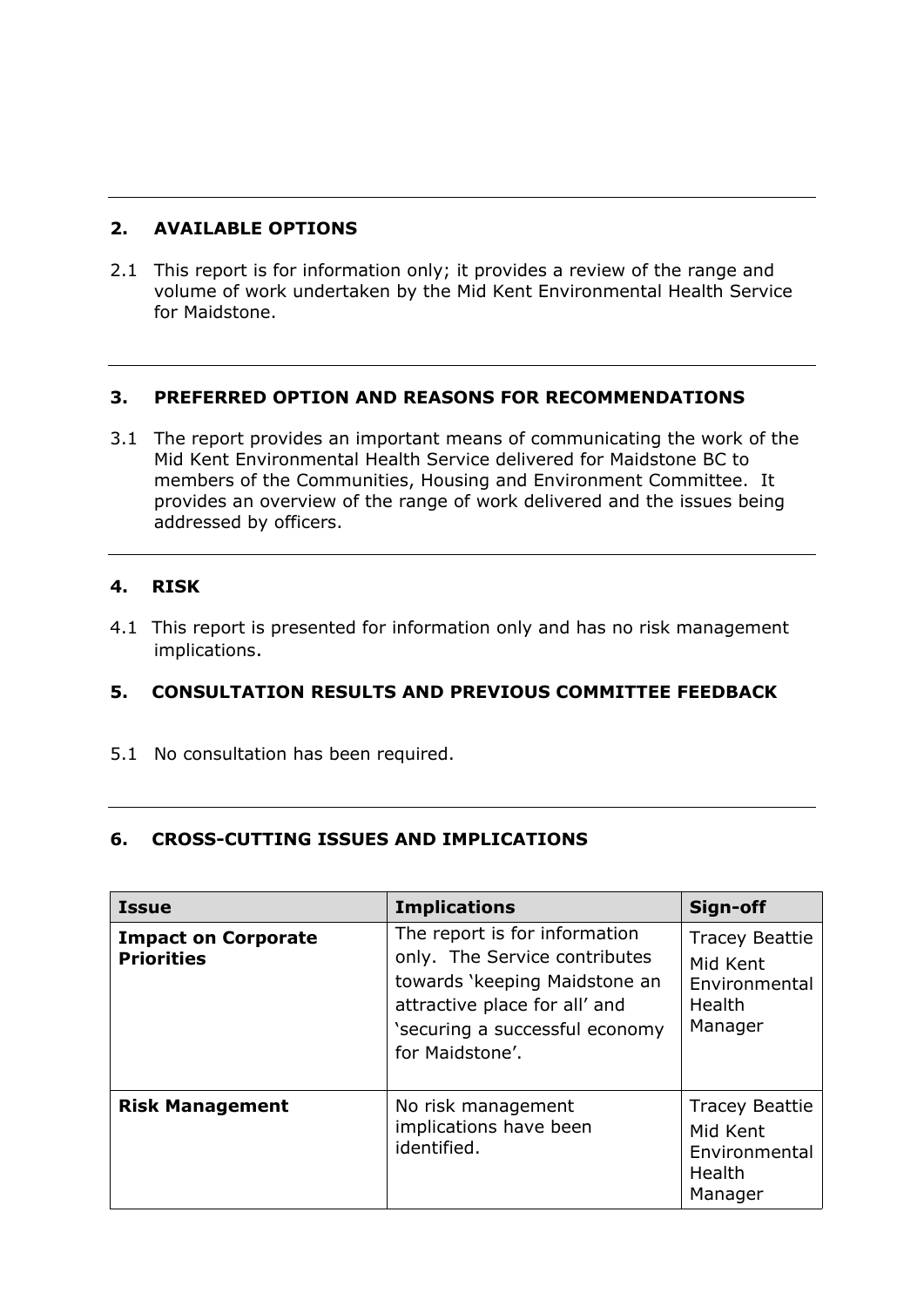## 2. AVAILABLE OPTIONS

2.1 This report is for information only; it provides a review of the range and volume of work undertaken by the Mid Kent Environmental Health Service for Maidstone.

## 3. PREFERRED OPTION AND REASONS FOR RECOMMENDATIONS

3.1 The report provides an important means of communicating the work of the Mid Kent Environmental Health Service delivered for Maidstone BC to members of the Communities, Housing and Environment Committee. It provides an overview of the range of work delivered and the issues being addressed by officers.

## 4. RISK

4.1 This report is presented for information only and has no risk management implications.

## 5. CONSULTATION RESULTS AND PREVIOUS COMMITTEE FEEDBACK

5.1 No consultation has been required.

## 6. CROSS-CUTTING ISSUES AND IMPLICATIONS

| Issue | Implications | Sign-off |
|---|---|---|
| **Impact on Corporate Priorities** | The report is for information only. The Service contributes towards 'keeping Maidstone an attractive place for all' and 'securing a successful economy for Maidstone'. | Tracey Beattie Mid Kent Environmental Health Manager |
| **Risk Management** | No risk management implications have been identified. | Tracey Beattie Mid Kent Environmental Health Manager |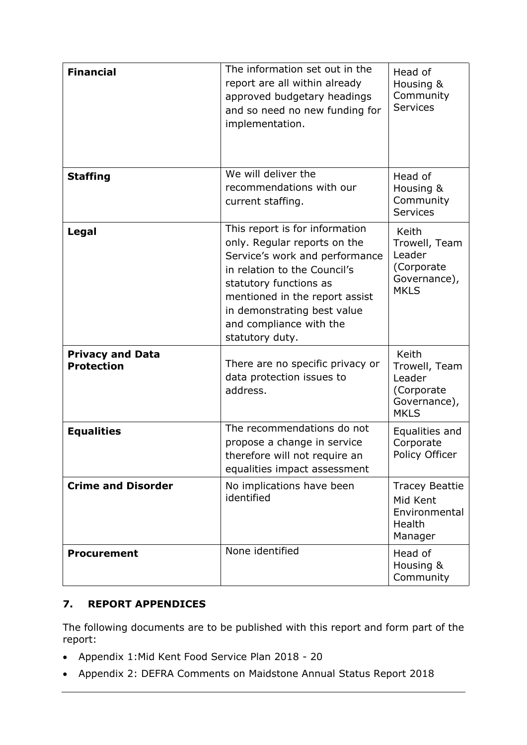| | | |
|---|---|---|
| **Financial** | The information set out in the report are all within already approved budgetary headings and so need no new funding for implementation. | Head of Housing & Community Services |
| **Staffing** | We will deliver the recommendations with our current staffing. | Head of Housing & Community Services |
| **Legal** | This report is for information only. Regular reports on the Service's work and performance in relation to the Council's statutory functions as mentioned in the report assist in demonstrating best value and compliance with the statutory duty. | Keith Trowell, Team Leader (Corporate Governance), MKLS |
| **Privacy and Data Protection** | There are no specific privacy or data protection issues to address. | Keith Trowell, Team Leader (Corporate Governance), MKLS |
| **Equalities** | The recommendations do not propose a change in service therefore will not require an equalities impact assessment | Equalities and Corporate Policy Officer |
| **Crime and Disorder** | No implications have been identified | Tracey Beattie Mid Kent Environmental Health Manager |
| **Procurement** | None identified | Head of Housing & Community |

## 7. REPORT APPENDICES

The following documents are to be published with this report and form part of the report:

- Appendix 1:Mid Kent Food Service Plan 2018 - 20
- Appendix 2: DEFRA Comments on Maidstone Annual Status Report 2018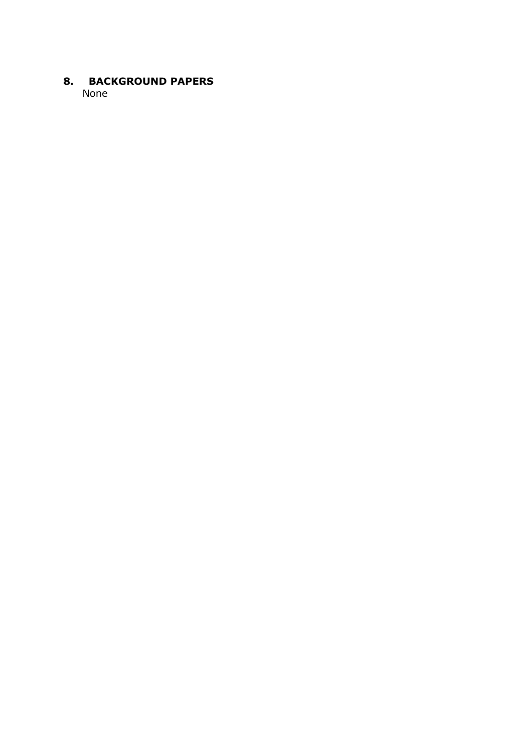## 8. BACKGROUND PAPERS

None